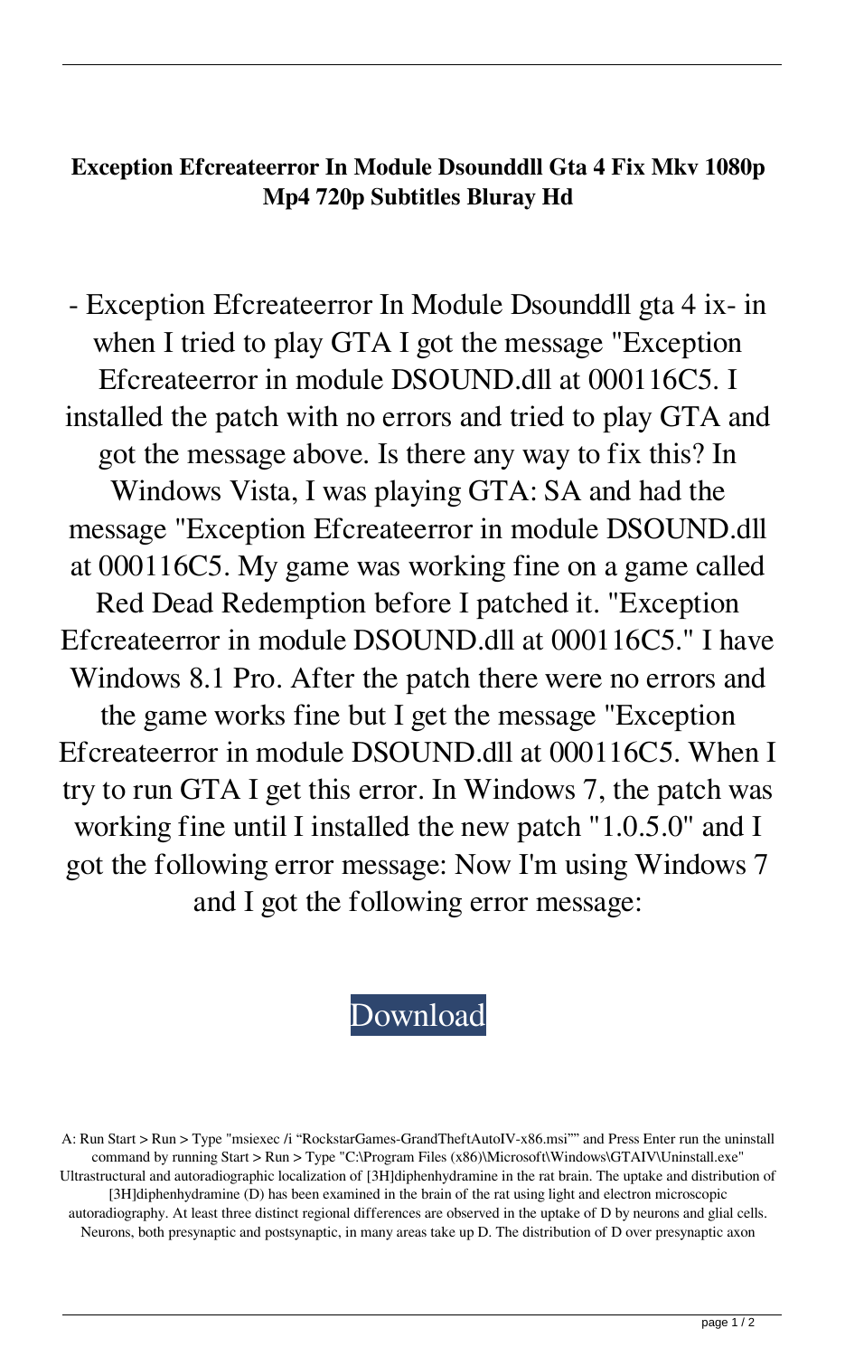**Exception Efcreateerror In Module Dsounddll Gta 4 Fix Mkv 1080p Mp4 720p Subtitles Bluray Hd**

- Exception Efcreateerror In Module Dsounddll gta 4 ix- in when I tried to play GTA I got the message "Exception Efcreateerror in module DSOUND.dll at 000116C5. I installed the patch with no errors and tried to play GTA and got the message above. Is there any way to fix this? In Windows Vista, I was playing GTA: SA and had the message "Exception Efcreateerror in module DSOUND.dll at 000116C5. My game was working fine on a game called Red Dead Redemption before I patched it. "Exception Efcreateerror in module DSOUND.dll at 000116C5." I have Windows 8.1 Pro. After the patch there were no errors and the game works fine but I get the message "Exception Efcreateerror in module DSOUND.dll at 000116C5. When I try to run GTA I get this error. In Windows 7, the patch was working fine until I installed the new patch "1.0.5.0" and I got the following error message: Now I'm using Windows 7 and I got the following error message:

Download

A: Run Start > Run > Type "msiexec /i "RockstarGames-GrandTheftAutoIV-x86.msi"" and Press Enter run the uninstall command by running Start > Run > Type "C:\Program Files (x86)\Microsoft\Windows\GTAIV\Uninstall.exe" Ultrastructural and autoradiographic localization of [3H]diphenhydramine in the rat brain. The uptake and distribution of [3H]diphenhydramine (D) has been examined in the brain of the rat using light and electron microscopic autoradiography. At least three distinct regional differences are observed in the uptake of D by neurons and glial cells. Neurons, both presynaptic and postsynaptic, in many areas take up D. The distribution of D over presynaptic axon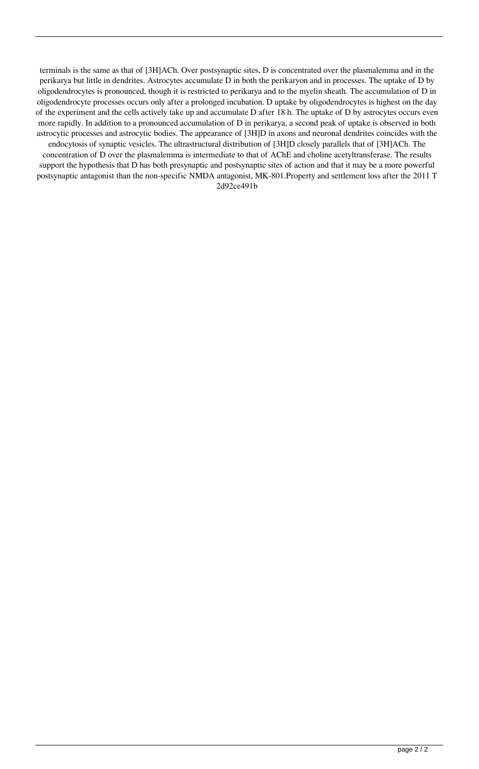terminals is the same as that of $[^3H]$ACh. Over postsynaptic sites, D is concentrated over the plasmalemma and in the perikarya but little in dendrites. Astrocytes accumulate D in both the perikaryon and in processes. The uptake of D by oligodendrocytes is pronounced, though it is restricted to perikarya and to the myelin sheath. The accumulation of D in oligodendrocyte processes occurs only after a prolonged incubation. D uptake by oligodendrocytes is highest on the day of the experiment and the cells actively take up and accumulate D after 18 h. The uptake of D by astrocytes occurs even more rapidly. In addition to a pronounced accumulation of D in perikarya, a second peak of uptake is observed in both astrocytic processes and astrocytic bodies. The appearance of $[^3H]$D in axons and neuronal dendrites coincides with the endocytosis of synaptic vesicles. The ultrastructural distribution of $[^3H]$D closely parallels that of $[^3H]$ACh. The concentration of D over the plasmalemma is intermediate to that of AChE and choline acetyltransferase. The results support the hypothesis that D has both presynaptic and postsynaptic sites of action and that it may be a more powerful postsynaptic antagonist than the non-specific NMDA antagonist, MK-801.Property and settlement loss after the 2011 T
2d92ce491b